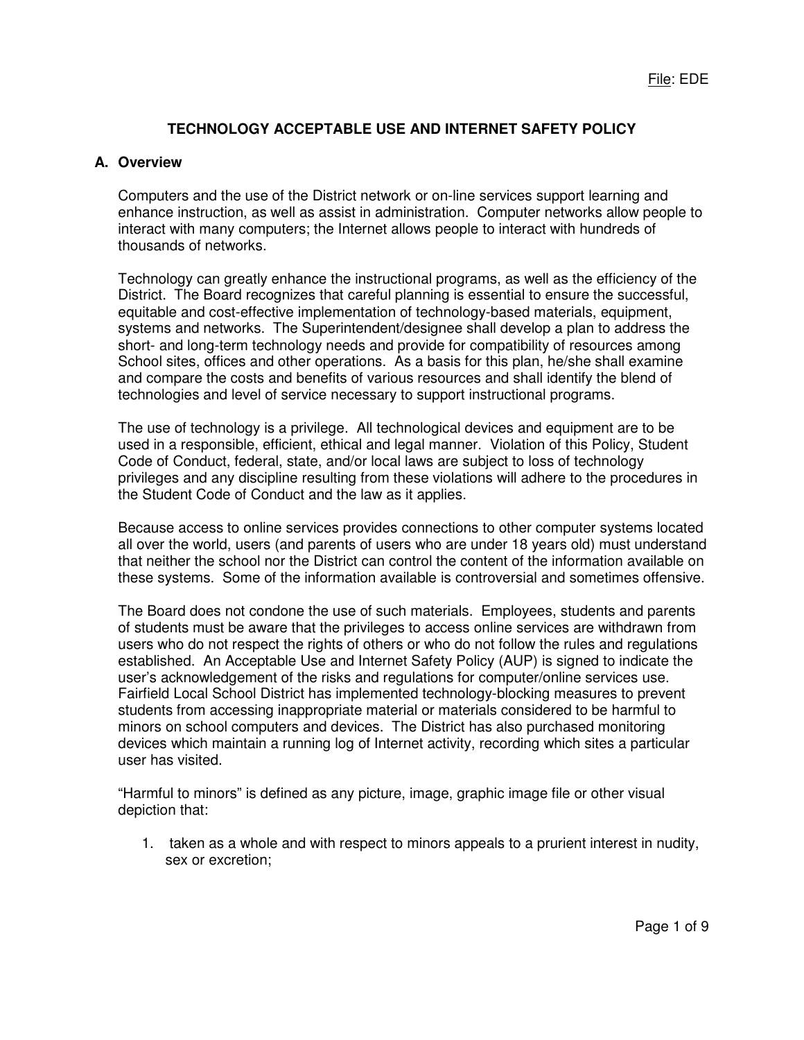File: EDE

# TECHNOLOGY ACCEPTABLE USE AND INTERNET SAFETY POLICY

## A. Overview

Computers and the use of the District network or on-line services support learning and enhance instruction, as well as assist in administration. Computer networks allow people to interact with many computers; the Internet allows people to interact with hundreds of thousands of networks.

Technology can greatly enhance the instructional programs, as well as the efficiency of the District. The Board recognizes that careful planning is essential to ensure the successful, equitable and cost-effective implementation of technology-based materials, equipment, systems and networks. The Superintendent/designee shall develop a plan to address the short- and long-term technology needs and provide for compatibility of resources among School sites, offices and other operations. As a basis for this plan, he/she shall examine and compare the costs and benefits of various resources and shall identify the blend of technologies and level of service necessary to support instructional programs.

The use of technology is a privilege. All technological devices and equipment are to be used in a responsible, efficient, ethical and legal manner. Violation of this Policy, Student Code of Conduct, federal, state, and/or local laws are subject to loss of technology privileges and any discipline resulting from these violations will adhere to the procedures in the Student Code of Conduct and the law as it applies.

Because access to online services provides connections to other computer systems located all over the world, users (and parents of users who are under 18 years old) must understand that neither the school nor the District can control the content of the information available on these systems. Some of the information available is controversial and sometimes offensive.

The Board does not condone the use of such materials. Employees, students and parents of students must be aware that the privileges to access online services are withdrawn from users who do not respect the rights of others or who do not follow the rules and regulations established. An Acceptable Use and Internet Safety Policy (AUP) is signed to indicate the user's acknowledgement of the risks and regulations for computer/online services use. Fairfield Local School District has implemented technology-blocking measures to prevent students from accessing inappropriate material or materials considered to be harmful to minors on school computers and devices. The District has also purchased monitoring devices which maintain a running log of Internet activity, recording which sites a particular user has visited.

"Harmful to minors" is defined as any picture, image, graphic image file or other visual depiction that:

1. taken as a whole and with respect to minors appeals to a prurient interest in nudity, sex or excretion;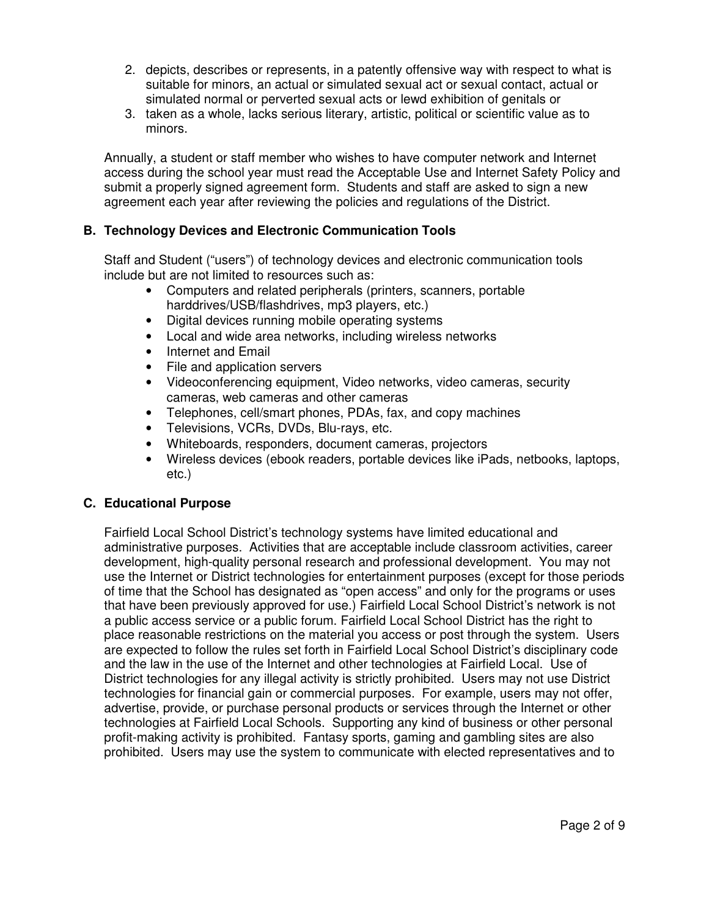2. depicts, describes or represents, in a patently offensive way with respect to what is suitable for minors, an actual or simulated sexual act or sexual contact, actual or simulated normal or perverted sexual acts or lewd exhibition of genitals or
3. taken as a whole, lacks serious literary, artistic, political or scientific value as to minors.

Annually, a student or staff member who wishes to have computer network and Internet access during the school year must read the Acceptable Use and Internet Safety Policy and submit a properly signed agreement form. Students and staff are asked to sign a new agreement each year after reviewing the policies and regulations of the District.

### B. Technology Devices and Electronic Communication Tools

Staff and Student ("users") of technology devices and electronic communication tools include but are not limited to resources such as:

- Computers and related peripherals (printers, scanners, portable harddrives/USB/flashdrives, mp3 players, etc.)
- Digital devices running mobile operating systems
- Local and wide area networks, including wireless networks
- Internet and Email
- File and application servers
- Videoconferencing equipment, Video networks, video cameras, security cameras, web cameras and other cameras
- Telephones, cell/smart phones, PDAs, fax, and copy machines
- Televisions, VCRs, DVDs, Blu-rays, etc.
- Whiteboards, responders, document cameras, projectors
- Wireless devices (ebook readers, portable devices like iPads, netbooks, laptops, etc.)

### C. Educational Purpose

Fairfield Local School District's technology systems have limited educational and administrative purposes. Activities that are acceptable include classroom activities, career development, high-quality personal research and professional development. You may not use the Internet or District technologies for entertainment purposes (except for those periods of time that the School has designated as "open access" and only for the programs or uses that have been previously approved for use.) Fairfield Local School District's network is not a public access service or a public forum. Fairfield Local School District has the right to place reasonable restrictions on the material you access or post through the system. Users are expected to follow the rules set forth in Fairfield Local School District's disciplinary code and the law in the use of the Internet and other technologies at Fairfield Local. Use of District technologies for any illegal activity is strictly prohibited. Users may not use District technologies for financial gain or commercial purposes. For example, users may not offer, advertise, provide, or purchase personal products or services through the Internet or other technologies at Fairfield Local Schools. Supporting any kind of business or other personal profit-making activity is prohibited. Fantasy sports, gaming and gambling sites are also prohibited. Users may use the system to communicate with elected representatives and to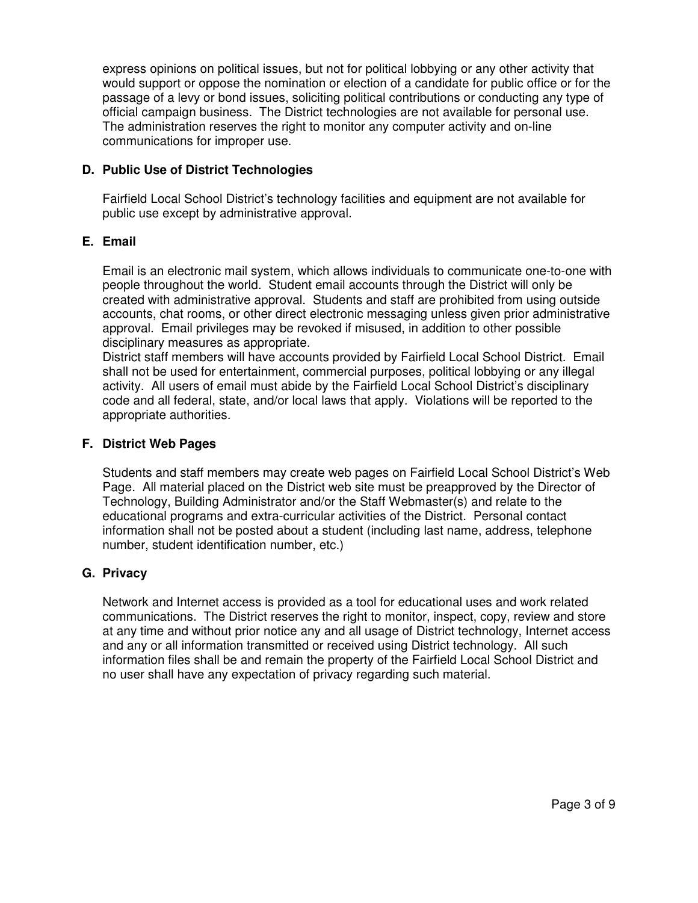express opinions on political issues, but not for political lobbying or any other activity that would support or oppose the nomination or election of a candidate for public office or for the passage of a levy or bond issues, soliciting political contributions or conducting any type of official campaign business. The District technologies are not available for personal use. The administration reserves the right to monitor any computer activity and on-line communications for improper use.

### D. Public Use of District Technologies

Fairfield Local School District's technology facilities and equipment are not available for public use except by administrative approval.

### E. Email

Email is an electronic mail system, which allows individuals to communicate one-to-one with people throughout the world. Student email accounts through the District will only be created with administrative approval. Students and staff are prohibited from using outside accounts, chat rooms, or other direct electronic messaging unless given prior administrative approval. Email privileges may be revoked if misused, in addition to other possible disciplinary measures as appropriate.

District staff members will have accounts provided by Fairfield Local School District. Email shall not be used for entertainment, commercial purposes, political lobbying or any illegal activity. All users of email must abide by the Fairfield Local School District's disciplinary code and all federal, state, and/or local laws that apply. Violations will be reported to the appropriate authorities.

### F. District Web Pages

Students and staff members may create web pages on Fairfield Local School District's Web Page. All material placed on the District web site must be preapproved by the Director of Technology, Building Administrator and/or the Staff Webmaster(s) and relate to the educational programs and extra-curricular activities of the District. Personal contact information shall not be posted about a student (including last name, address, telephone number, student identification number, etc.)

### G. Privacy

Network and Internet access is provided as a tool for educational uses and work related communications. The District reserves the right to monitor, inspect, copy, review and store at any time and without prior notice any and all usage of District technology, Internet access and any or all information transmitted or received using District technology. All such information files shall be and remain the property of the Fairfield Local School District and no user shall have any expectation of privacy regarding such material.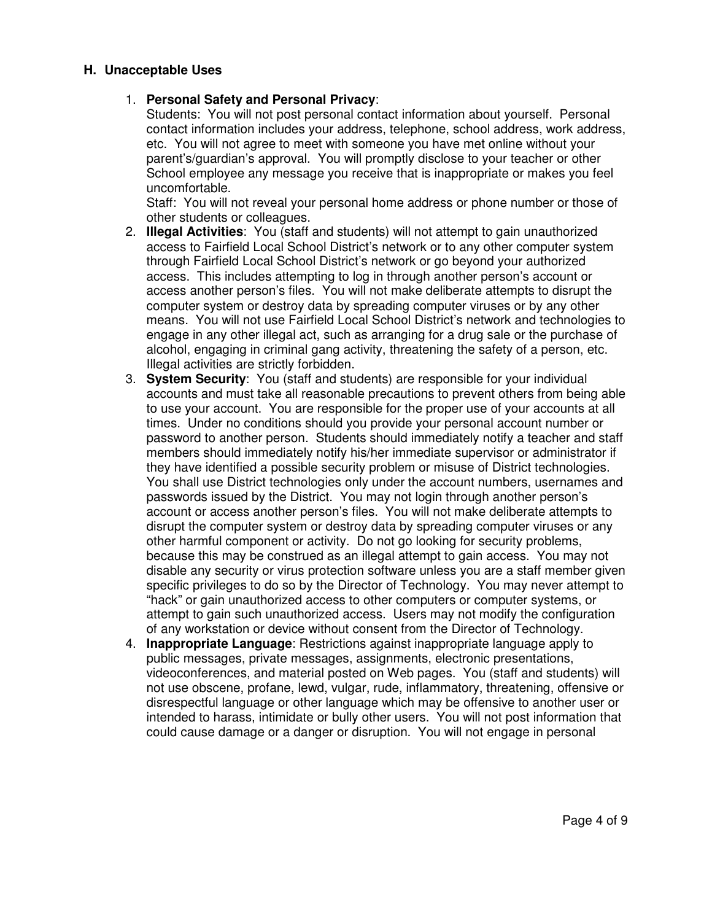## H. Unacceptable Uses

1. **Personal Safety and Personal Privacy**:
   Students: You will not post personal contact information about yourself. Personal contact information includes your address, telephone, school address, work address, etc. You will not agree to meet with someone you have met online without your parent's/guardian's approval. You will promptly disclose to your teacher or other School employee any message you receive that is inappropriate or makes you feel uncomfortable.
   Staff: You will not reveal your personal home address or phone number or those of other students or colleagues.
2. **Illegal Activities**: You (staff and students) will not attempt to gain unauthorized access to Fairfield Local School District's network or to any other computer system through Fairfield Local School District's network or go beyond your authorized access. This includes attempting to log in through another person's account or access another person's files. You will not make deliberate attempts to disrupt the computer system or destroy data by spreading computer viruses or by any other means. You will not use Fairfield Local School District's network and technologies to engage in any other illegal act, such as arranging for a drug sale or the purchase of alcohol, engaging in criminal gang activity, threatening the safety of a person, etc. Illegal activities are strictly forbidden.
3. **System Security**: You (staff and students) are responsible for your individual accounts and must take all reasonable precautions to prevent others from being able to use your account. You are responsible for the proper use of your accounts at all times. Under no conditions should you provide your personal account number or password to another person. Students should immediately notify a teacher and staff members should immediately notify his/her immediate supervisor or administrator if they have identified a possible security problem or misuse of District technologies. You shall use District technologies only under the account numbers, usernames and passwords issued by the District. You may not login through another person's account or access another person's files. You will not make deliberate attempts to disrupt the computer system or destroy data by spreading computer viruses or any other harmful component or activity. Do not go looking for security problems, because this may be construed as an illegal attempt to gain access. You may not disable any security or virus protection software unless you are a staff member given specific privileges to do so by the Director of Technology. You may never attempt to "hack" or gain unauthorized access to other computers or computer systems, or attempt to gain such unauthorized access. Users may not modify the configuration of any workstation or device without consent from the Director of Technology.
4. **Inappropriate Language**: Restrictions against inappropriate language apply to public messages, private messages, assignments, electronic presentations, videoconferences, and material posted on Web pages. You (staff and students) will not use obscene, profane, lewd, vulgar, rude, inflammatory, threatening, offensive or disrespectful language or other language which may be offensive to another user or intended to harass, intimidate or bully other users. You will not post information that could cause damage or a danger or disruption. You will not engage in personal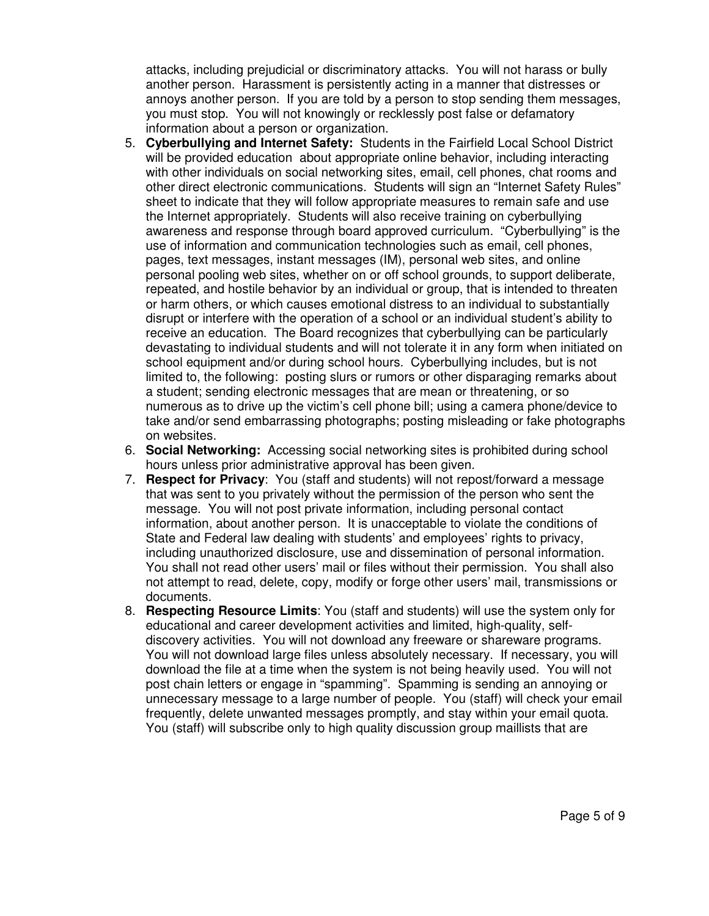attacks, including prejudicial or discriminatory attacks. You will not harass or bully another person. Harassment is persistently acting in a manner that distresses or annoys another person. If you are told by a person to stop sending them messages, you must stop. You will not knowingly or recklessly post false or defamatory information about a person or organization.

5. **Cyberbullying and Internet Safety:** Students in the Fairfield Local School District will be provided education about appropriate online behavior, including interacting with other individuals on social networking sites, email, cell phones, chat rooms and other direct electronic communications. Students will sign an "Internet Safety Rules" sheet to indicate that they will follow appropriate measures to remain safe and use the Internet appropriately. Students will also receive training on cyberbullying awareness and response through board approved curriculum. "Cyberbullying" is the use of information and communication technologies such as email, cell phones, pages, text messages, instant messages (IM), personal web sites, and online personal pooling web sites, whether on or off school grounds, to support deliberate, repeated, and hostile behavior by an individual or group, that is intended to threaten or harm others, or which causes emotional distress to an individual to substantially disrupt or interfere with the operation of a school or an individual student's ability to receive an education. The Board recognizes that cyberbullying can be particularly devastating to individual students and will not tolerate it in any form when initiated on school equipment and/or during school hours. Cyberbullying includes, but is not limited to, the following: posting slurs or rumors or other disparaging remarks about a student; sending electronic messages that are mean or threatening, or so numerous as to drive up the victim's cell phone bill; using a camera phone/device to take and/or send embarrassing photographs; posting misleading or fake photographs on websites.
6. **Social Networking:** Accessing social networking sites is prohibited during school hours unless prior administrative approval has been given.
7. **Respect for Privacy**: You (staff and students) will not repost/forward a message that was sent to you privately without the permission of the person who sent the message. You will not post private information, including personal contact information, about another person. It is unacceptable to violate the conditions of State and Federal law dealing with students' and employees' rights to privacy, including unauthorized disclosure, use and dissemination of personal information. You shall not read other users' mail or files without their permission. You shall also not attempt to read, delete, copy, modify or forge other users' mail, transmissions or documents.
8. **Respecting Resource Limits**: You (staff and students) will use the system only for educational and career development activities and limited, high-quality, self-discovery activities. You will not download any freeware or shareware programs. You will not download large files unless absolutely necessary. If necessary, you will download the file at a time when the system is not being heavily used. You will not post chain letters or engage in "spamming". Spamming is sending an annoying or unnecessary message to a large number of people. You (staff) will check your email frequently, delete unwanted messages promptly, and stay within your email quota. You (staff) will subscribe only to high quality discussion group maillists that are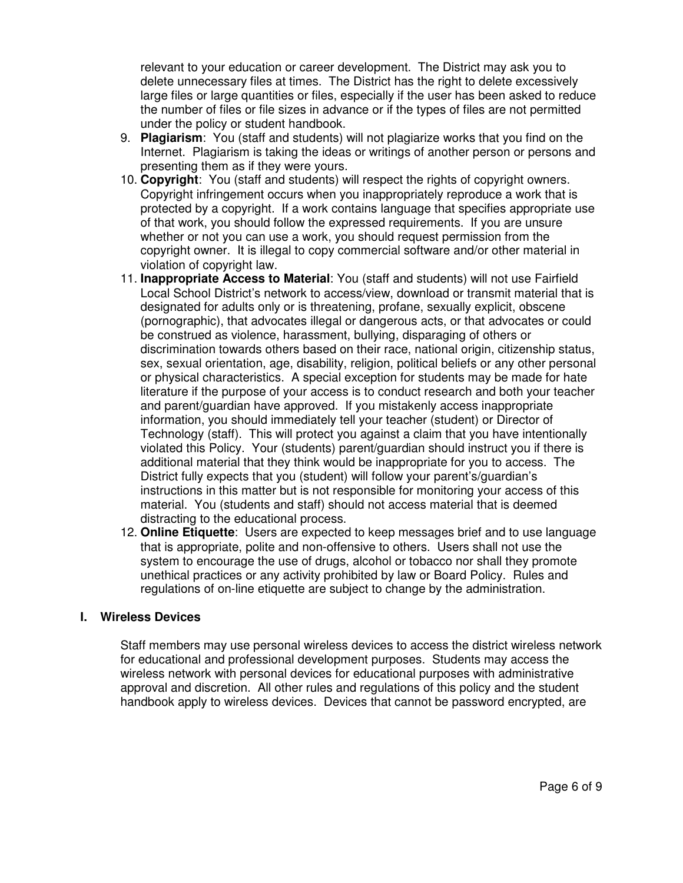relevant to your education or career development. The District may ask you to delete unnecessary files at times. The District has the right to delete excessively large files or large quantities or files, especially if the user has been asked to reduce the number of files or file sizes in advance or if the types of files are not permitted under the policy or student handbook.

9. **Plagiarism**: You (staff and students) will not plagiarize works that you find on the Internet. Plagiarism is taking the ideas or writings of another person or persons and presenting them as if they were yours.
10. **Copyright**: You (staff and students) will respect the rights of copyright owners. Copyright infringement occurs when you inappropriately reproduce a work that is protected by a copyright. If a work contains language that specifies appropriate use of that work, you should follow the expressed requirements. If you are unsure whether or not you can use a work, you should request permission from the copyright owner. It is illegal to copy commercial software and/or other material in violation of copyright law.
11. **Inappropriate Access to Material**: You (staff and students) will not use Fairfield Local School District's network to access/view, download or transmit material that is designated for adults only or is threatening, profane, sexually explicit, obscene (pornographic), that advocates illegal or dangerous acts, or that advocates or could be construed as violence, harassment, bullying, disparaging of others or discrimination towards others based on their race, national origin, citizenship status, sex, sexual orientation, age, disability, religion, political beliefs or any other personal or physical characteristics. A special exception for students may be made for hate literature if the purpose of your access is to conduct research and both your teacher and parent/guardian have approved. If you mistakenly access inappropriate information, you should immediately tell your teacher (student) or Director of Technology (staff). This will protect you against a claim that you have intentionally violated this Policy. Your (students) parent/guardian should instruct you if there is additional material that they think would be inappropriate for you to access. The District fully expects that you (student) will follow your parent's/guardian's instructions in this matter but is not responsible for monitoring your access of this material. You (students and staff) should not access material that is deemed distracting to the educational process.
12. **Online Etiquette**: Users are expected to keep messages brief and to use language that is appropriate, polite and non-offensive to others. Users shall not use the system to encourage the use of drugs, alcohol or tobacco nor shall they promote unethical practices or any activity prohibited by law or Board Policy. Rules and regulations of on-line etiquette are subject to change by the administration.

## I. Wireless Devices

Staff members may use personal wireless devices to access the district wireless network for educational and professional development purposes. Students may access the wireless network with personal devices for educational purposes with administrative approval and discretion. All other rules and regulations of this policy and the student handbook apply to wireless devices. Devices that cannot be password encrypted, are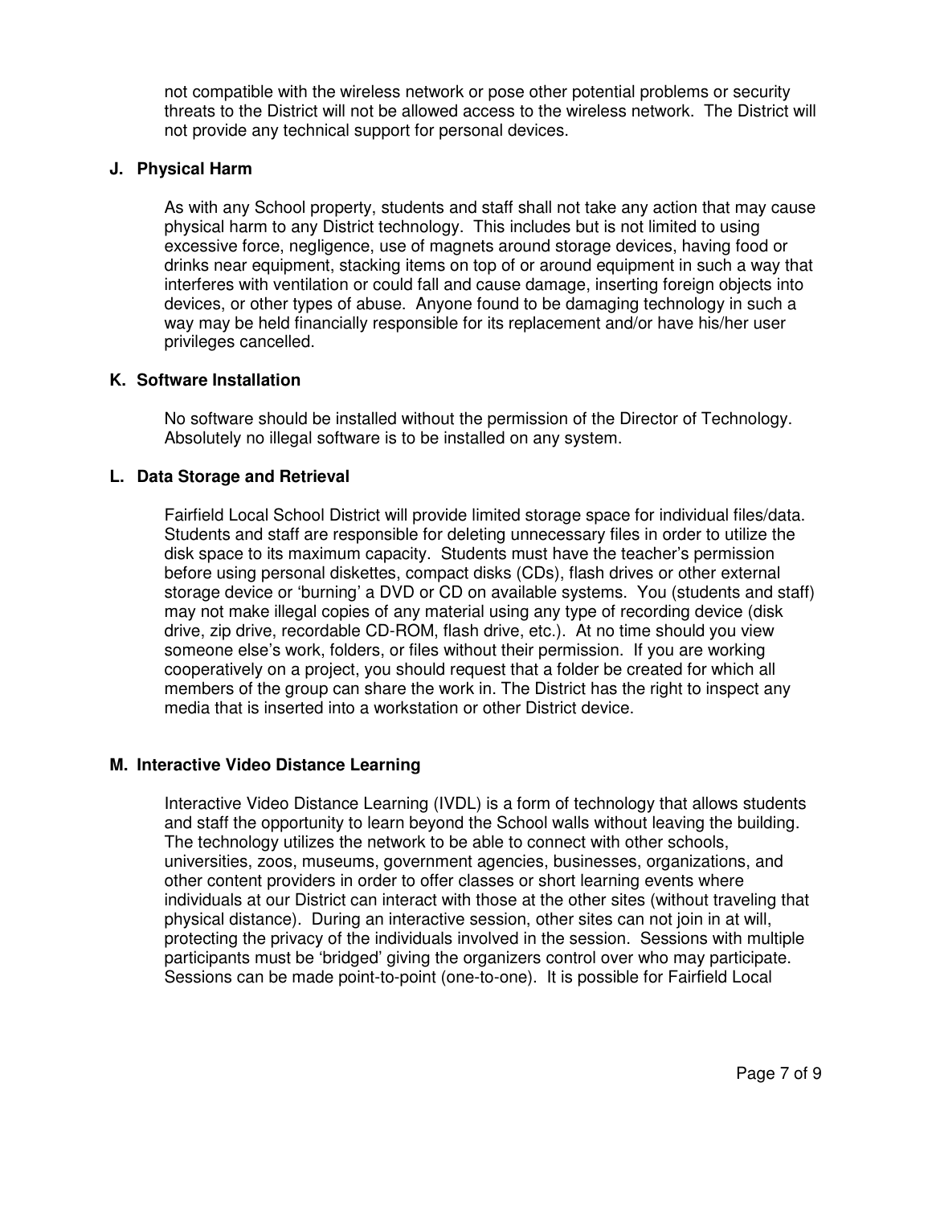not compatible with the wireless network or pose other potential problems or security threats to the District will not be allowed access to the wireless network. The District will not provide any technical support for personal devices.

### J. Physical Harm

As with any School property, students and staff shall not take any action that may cause physical harm to any District technology. This includes but is not limited to using excessive force, negligence, use of magnets around storage devices, having food or drinks near equipment, stacking items on top of or around equipment in such a way that interferes with ventilation or could fall and cause damage, inserting foreign objects into devices, or other types of abuse. Anyone found to be damaging technology in such a way may be held financially responsible for its replacement and/or have his/her user privileges cancelled.

### K. Software Installation

No software should be installed without the permission of the Director of Technology. Absolutely no illegal software is to be installed on any system.

### L. Data Storage and Retrieval

Fairfield Local School District will provide limited storage space for individual files/data. Students and staff are responsible for deleting unnecessary files in order to utilize the disk space to its maximum capacity. Students must have the teacher's permission before using personal diskettes, compact disks (CDs), flash drives or other external storage device or 'burning' a DVD or CD on available systems. You (students and staff) may not make illegal copies of any material using any type of recording device (disk drive, zip drive, recordable CD-ROM, flash drive, etc.). At no time should you view someone else's work, folders, or files without their permission. If you are working cooperatively on a project, you should request that a folder be created for which all members of the group can share the work in. The District has the right to inspect any media that is inserted into a workstation or other District device.

### M. Interactive Video Distance Learning

Interactive Video Distance Learning (IVDL) is a form of technology that allows students and staff the opportunity to learn beyond the School walls without leaving the building. The technology utilizes the network to be able to connect with other schools, universities, zoos, museums, government agencies, businesses, organizations, and other content providers in order to offer classes or short learning events where individuals at our District can interact with those at the other sites (without traveling that physical distance). During an interactive session, other sites can not join in at will, protecting the privacy of the individuals involved in the session. Sessions with multiple participants must be 'bridged' giving the organizers control over who may participate. Sessions can be made point-to-point (one-to-one). It is possible for Fairfield Local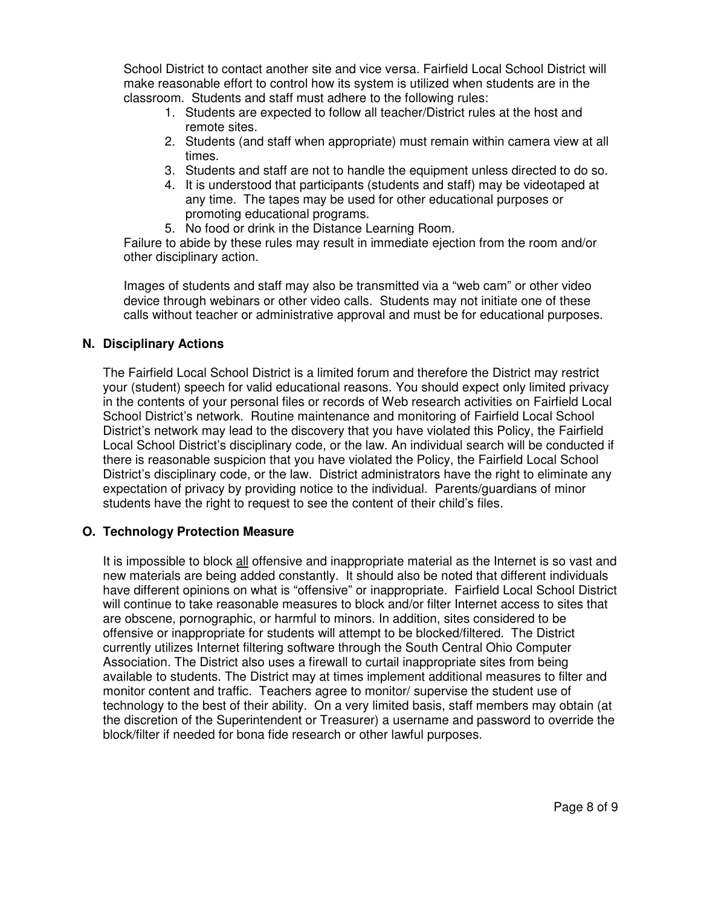School District to contact another site and vice versa. Fairfield Local School District will make reasonable effort to control how its system is utilized when students are in the classroom. Students and staff must adhere to the following rules:

1. Students are expected to follow all teacher/District rules at the host and remote sites.
2. Students (and staff when appropriate) must remain within camera view at all times.
3. Students and staff are not to handle the equipment unless directed to do so.
4. It is understood that participants (students and staff) may be videotaped at any time. The tapes may be used for other educational purposes or promoting educational programs.
5. No food or drink in the Distance Learning Room.

Failure to abide by these rules may result in immediate ejection from the room and/or other disciplinary action.

Images of students and staff may also be transmitted via a "web cam" or other video device through webinars or other video calls. Students may not initiate one of these calls without teacher or administrative approval and must be for educational purposes.

### N. Disciplinary Actions

The Fairfield Local School District is a limited forum and therefore the District may restrict your (student) speech for valid educational reasons. You should expect only limited privacy in the contents of your personal files or records of Web research activities on Fairfield Local School District's network. Routine maintenance and monitoring of Fairfield Local School District's network may lead to the discovery that you have violated this Policy, the Fairfield Local School District's disciplinary code, or the law. An individual search will be conducted if there is reasonable suspicion that you have violated the Policy, the Fairfield Local School District's disciplinary code, or the law. District administrators have the right to eliminate any expectation of privacy by providing notice to the individual. Parents/guardians of minor students have the right to request to see the content of their child's files.

### O. Technology Protection Measure

It is impossible to block <u>all</u> offensive and inappropriate material as the Internet is so vast and new materials are being added constantly. It should also be noted that different individuals have different opinions on what is "offensive" or inappropriate. Fairfield Local School District will continue to take reasonable measures to block and/or filter Internet access to sites that are obscene, pornographic, or harmful to minors. In addition, sites considered to be offensive or inappropriate for students will attempt to be blocked/filtered. The District currently utilizes Internet filtering software through the South Central Ohio Computer Association. The District also uses a firewall to curtail inappropriate sites from being available to students. The District may at times implement additional measures to filter and monitor content and traffic. Teachers agree to monitor/ supervise the student use of technology to the best of their ability. On a very limited basis, staff members may obtain (at the discretion of the Superintendent or Treasurer) a username and password to override the block/filter if needed for bona fide research or other lawful purposes.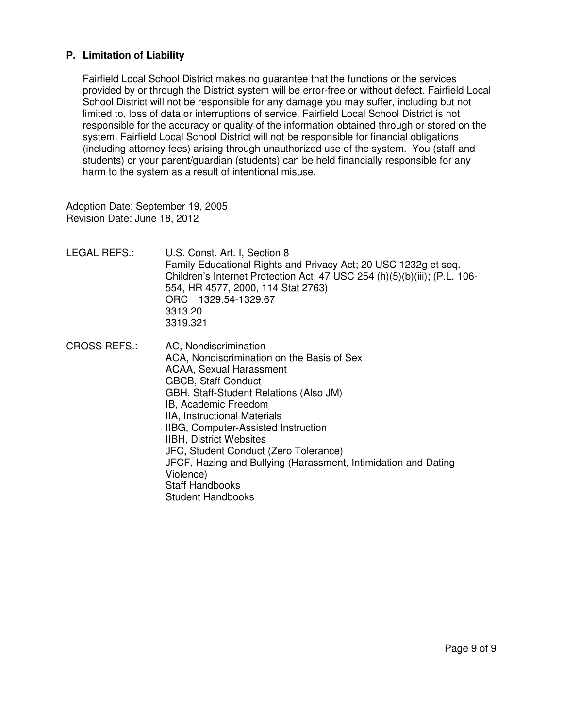**P. Limitation of Liability**

Fairfield Local School District makes no guarantee that the functions or the services provided by or through the District system will be error-free or without defect. Fairfield Local School District will not be responsible for any damage you may suffer, including but not limited to, loss of data or interruptions of service. Fairfield Local School District is not responsible for the accuracy or quality of the information obtained through or stored on the system. Fairfield Local School District will not be responsible for financial obligations (including attorney fees) arising through unauthorized use of the system. You (staff and students) or your parent/guardian (students) can be held financially responsible for any harm to the system as a result of intentional misuse.

Adoption Date: September 19, 2005
Revision Date: June 18, 2012

LEGAL REFS.:
U.S. Const. Art. I, Section 8
Family Educational Rights and Privacy Act; 20 USC 1232g et seq.
Children's Internet Protection Act; 47 USC 254 (h)(5)(b)(iii); (P.L. 106-554, HR 4577, 2000, 114 Stat 2763)
ORC 1329.54-1329.67
3313.20
3319.321

CROSS REFS.:
AC, Nondiscrimination
ACA, Nondiscrimination on the Basis of Sex
ACAA, Sexual Harassment
GBCB, Staff Conduct
GBH, Staff-Student Relations (Also JM)
IB, Academic Freedom
IIA, Instructional Materials
IIBG, Computer-Assisted Instruction
IIBH, District Websites
JFC, Student Conduct (Zero Tolerance)
JFCF, Hazing and Bullying (Harassment, Intimidation and Dating Violence)
Staff Handbooks
Student Handbooks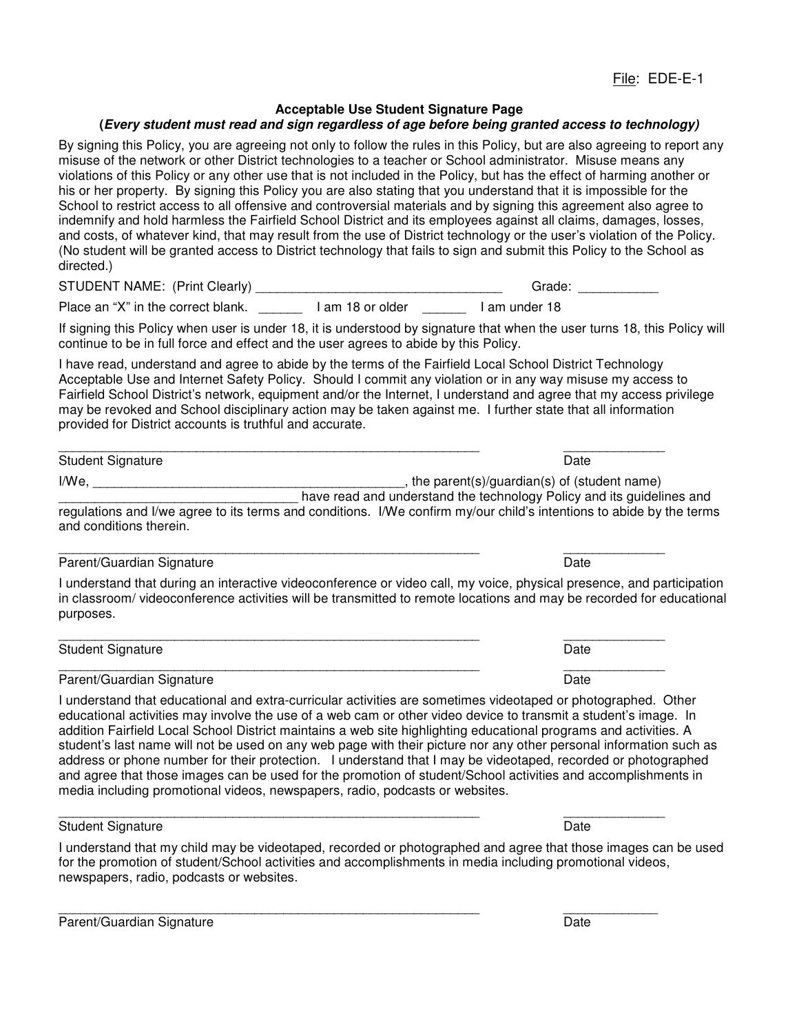File: EDE-E-1

## Acceptable Use Student Signature Page

**(*Every student must read and sign regardless of age before being granted access to technology)***

By signing this Policy, you are agreeing not only to follow the rules in this Policy, but are also agreeing to report any misuse of the network or other District technologies to a teacher or School administrator. Misuse means any violations of this Policy or any other use that is not included in the Policy, but has the effect of harming another or his or her property. By signing this Policy you are also stating that you understand that it is impossible for the School to restrict access to all offensive and controversial materials and by signing this agreement also agree to indemnify and hold harmless the Fairfield School District and its employees against all claims, damages, losses, and costs, of whatever kind, that may result from the use of District technology or the user's violation of the Policy. (No student will be granted access to District technology that fails to sign and submit this Policy to the School as directed.)

STUDENT NAME: (Print Clearly) ___________________________________ Grade: ___________

Place an "X" in the correct blank. ______ I am 18 or older ______ I am under 18

If signing this Policy when user is under 18, it is understood by signature that when the user turns 18, this Policy will continue to be in full force and effect and the user agrees to abide by this Policy.

I have read, understand and agree to abide by the terms of the Fairfield Local School District Technology Acceptable Use and Internet Safety Policy. Should I commit any violation or in any way misuse my access to Fairfield School District's network, equipment and/or the Internet, I understand and agree that my access privilege may be revoked and School disciplinary action may be taken against me. I further state that all information provided for District accounts is truthful and accurate.

______________________________________________________________ ______________

Student Signature Date

I/We, ____________________________________________, the parent(s)/guardian(s) of (student name) _________________________________ have read and understand the technology Policy and its guidelines and regulations and I/we agree to its terms and conditions. I/We confirm my/our child's intentions to abide by the terms and conditions therein.

______________________________________________________________ ______________

Parent/Guardian Signature Date

I understand that during an interactive videoconference or video call, my voice, physical presence, and participation in classroom/ videoconference activities will be transmitted to remote locations and may be recorded for educational purposes.

______________________________________________________________ ______________

Student Signature Date

______________________________________________________________ ______________

Parent/Guardian Signature Date

I understand that educational and extra-curricular activities are sometimes videotaped or photographed. Other educational activities may involve the use of a web cam or other video device to transmit a student's image. In addition Fairfield Local School District maintains a web site highlighting educational programs and activities. A student's last name will not be used on any web page with their picture nor any other personal information such as address or phone number for their protection. I understand that I may be videotaped, recorded or photographed and agree that those images can be used for the promotion of student/School activities and accomplishments in media including promotional videos, newspapers, radio, podcasts or websites.

______________________________________________________________ ______________

Student Signature Date

I understand that my child may be videotaped, recorded or photographed and agree that those images can be used for the promotion of student/School activities and accomplishments in media including promotional videos, newspapers, radio, podcasts or websites.

______________________________________________________________ _____________

Parent/Guardian Signature Date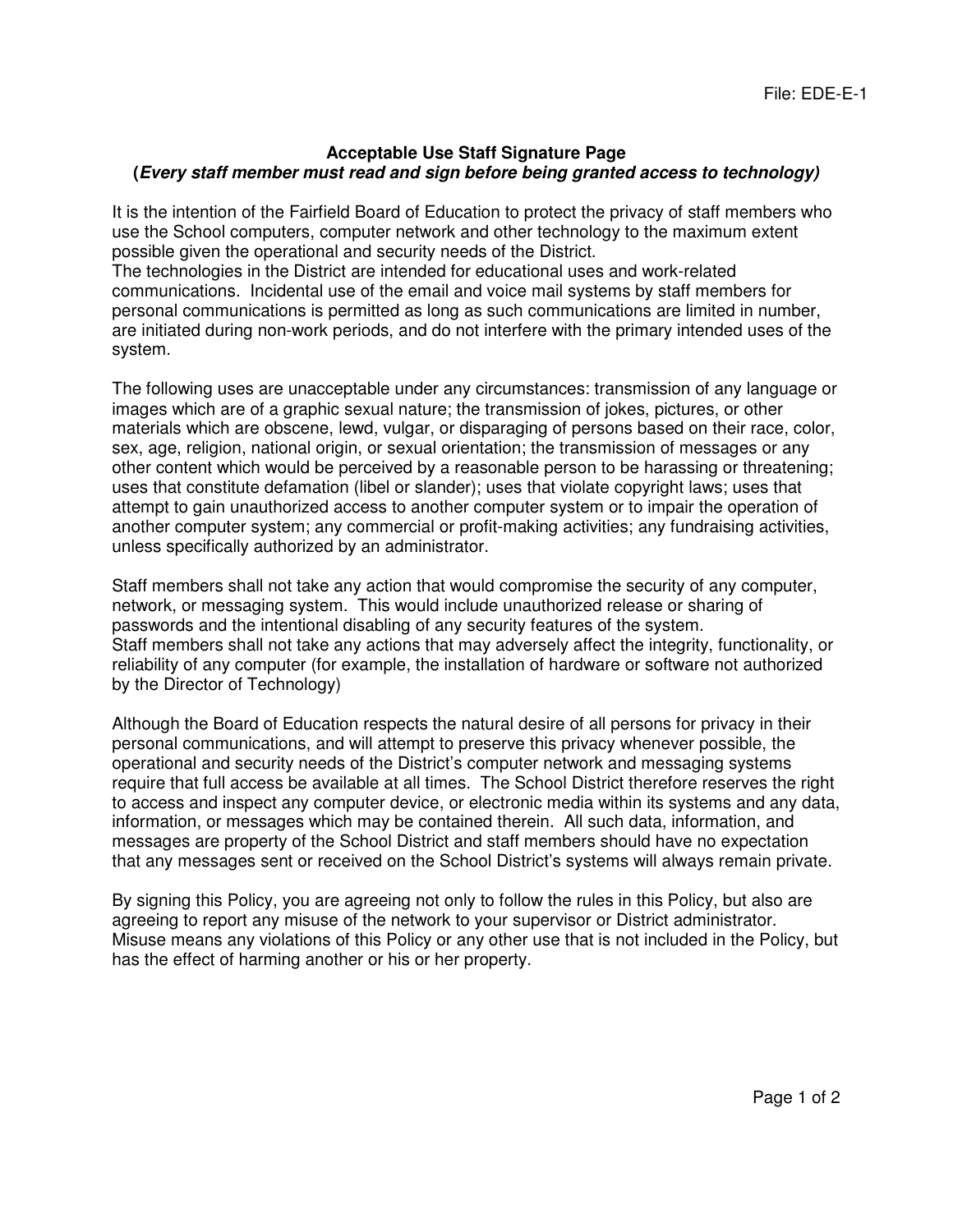File: EDE-E-1

## Acceptable Use Staff Signature Page

**(*Every staff member must read and sign before being granted access to technology)***

It is the intention of the Fairfield Board of Education to protect the privacy of staff members who use the School computers, computer network and other technology to the maximum extent possible given the operational and security needs of the District.
The technologies in the District are intended for educational uses and work-related communications. Incidental use of the email and voice mail systems by staff members for personal communications is permitted as long as such communications are limited in number, are initiated during non-work periods, and do not interfere with the primary intended uses of the system.

The following uses are unacceptable under any circumstances: transmission of any language or images which are of a graphic sexual nature; the transmission of jokes, pictures, or other materials which are obscene, lewd, vulgar, or disparaging of persons based on their race, color, sex, age, religion, national origin, or sexual orientation; the transmission of messages or any other content which would be perceived by a reasonable person to be harassing or threatening; uses that constitute defamation (libel or slander); uses that violate copyright laws; uses that attempt to gain unauthorized access to another computer system or to impair the operation of another computer system; any commercial or profit-making activities; any fundraising activities, unless specifically authorized by an administrator.

Staff members shall not take any action that would compromise the security of any computer, network, or messaging system. This would include unauthorized release or sharing of passwords and the intentional disabling of any security features of the system.
Staff members shall not take any actions that may adversely affect the integrity, functionality, or reliability of any computer (for example, the installation of hardware or software not authorized by the Director of Technology)

Although the Board of Education respects the natural desire of all persons for privacy in their personal communications, and will attempt to preserve this privacy whenever possible, the operational and security needs of the District's computer network and messaging systems require that full access be available at all times. The School District therefore reserves the right to access and inspect any computer device, or electronic media within its systems and any data, information, or messages which may be contained therein. All such data, information, and messages are property of the School District and staff members should have no expectation that any messages sent or received on the School District's systems will always remain private.

By signing this Policy, you are agreeing not only to follow the rules in this Policy, but also are agreeing to report any misuse of the network to your supervisor or District administrator. Misuse means any violations of this Policy or any other use that is not included in the Policy, but has the effect of harming another or his or her property.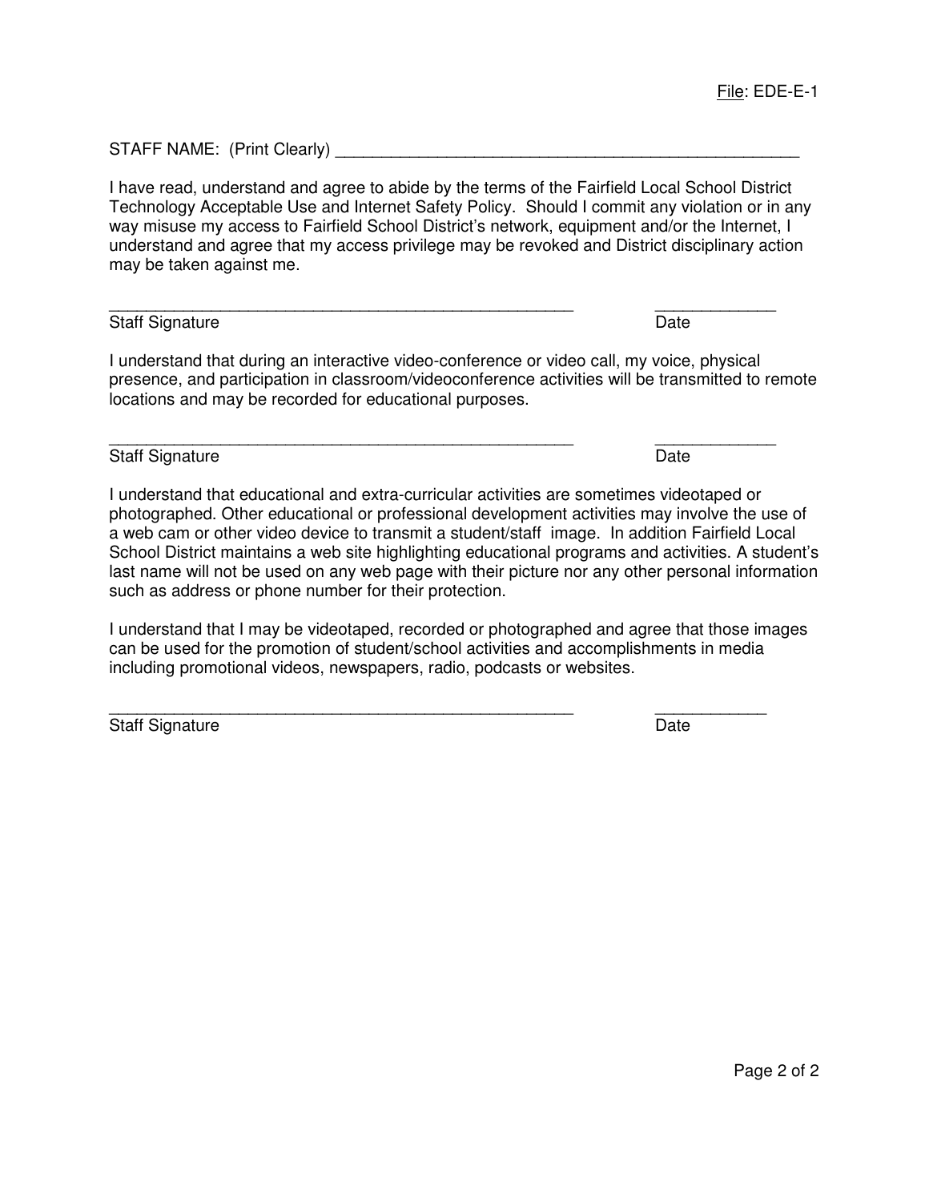File: EDE-E-1

STAFF NAME: (Print Clearly) ____________________________________________________

I have read, understand and agree to abide by the terms of the Fairfield Local School District Technology Acceptable Use and Internet Safety Policy. Should I commit any violation or in any way misuse my access to Fairfield School District's network, equipment and/or the Internet, I understand and agree that my access privilege may be revoked and District disciplinary action may be taken against me.

_____________________________________________________ _____________

Staff Signature Date

I understand that during an interactive video-conference or video call, my voice, physical presence, and participation in classroom/videoconference activities will be transmitted to remote locations and may be recorded for educational purposes.

_____________________________________________________ _____________

Staff Signature Date

I understand that educational and extra-curricular activities are sometimes videotaped or photographed. Other educational or professional development activities may involve the use of a web cam or other video device to transmit a student/staff image. In addition Fairfield Local School District maintains a web site highlighting educational programs and activities. A student's last name will not be used on any web page with their picture nor any other personal information such as address or phone number for their protection.

I understand that I may be videotaped, recorded or photographed and agree that those images can be used for the promotion of student/school activities and accomplishments in media including promotional videos, newspapers, radio, podcasts or websites.

_____________________________________________________ ____________

Staff Signature Date